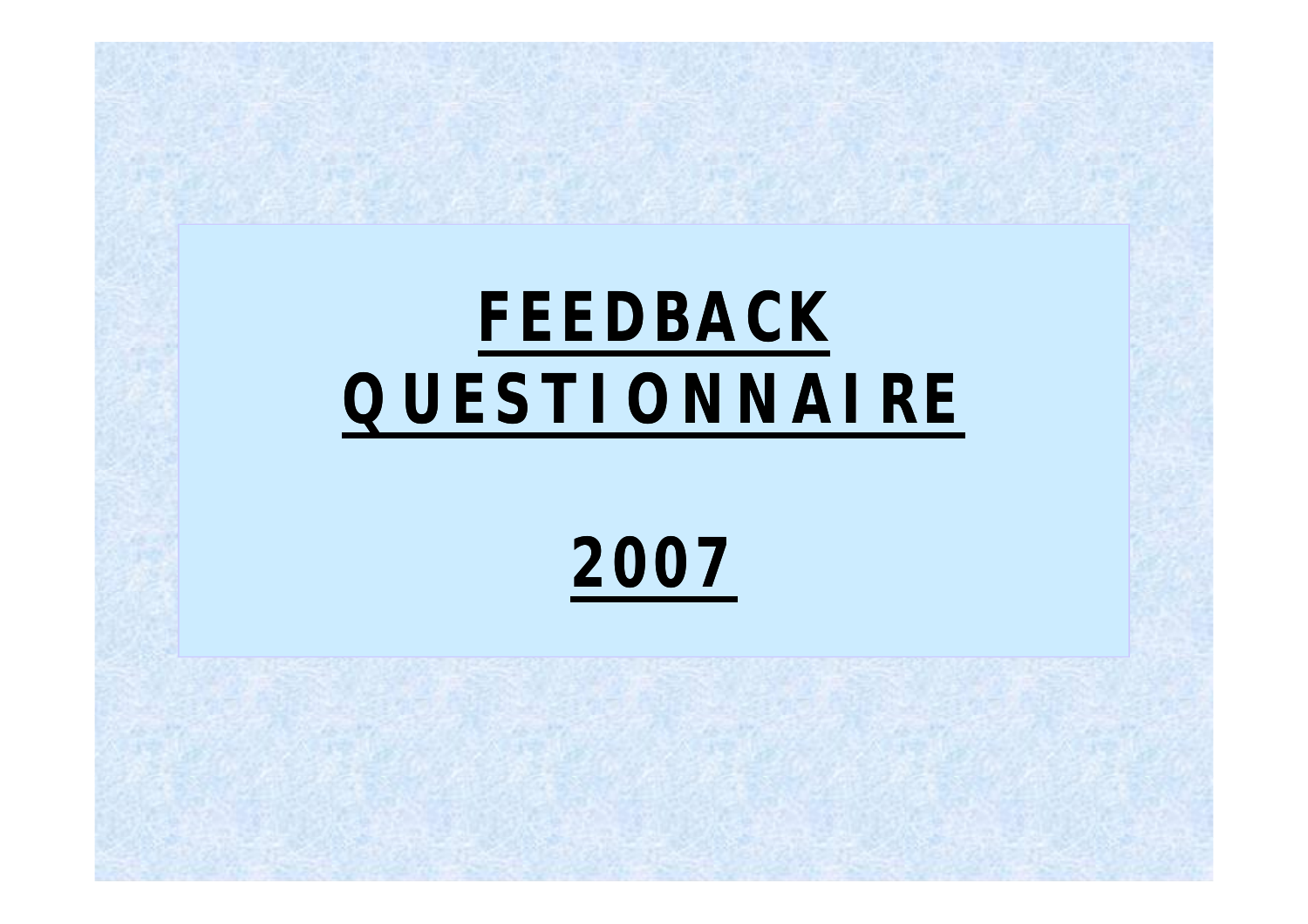# FEEDBACK QUESTIONNAIRE

# 2007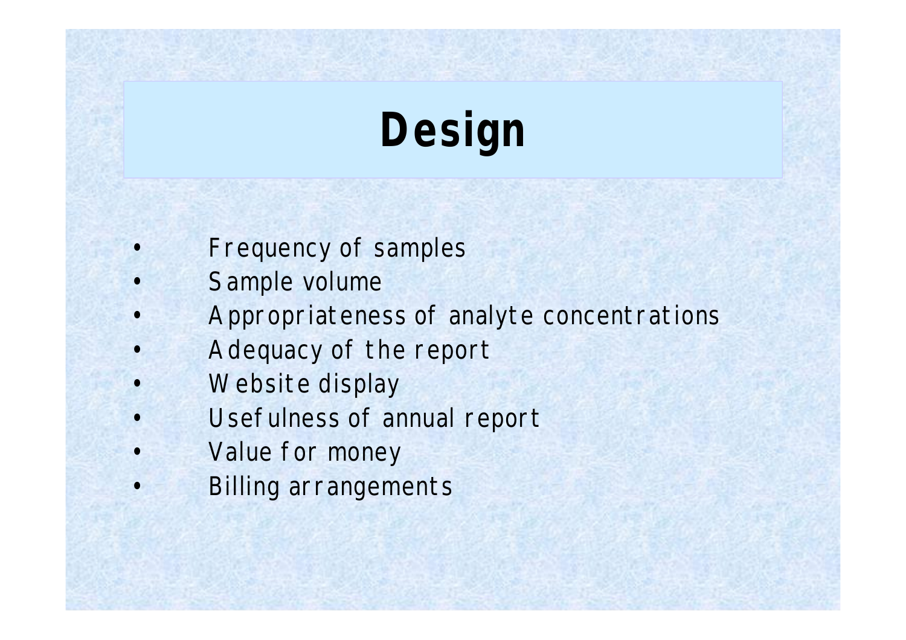# Design

- Frequency of samples
- Sample volume
- Appropriateness of analyte concentrations
- Adequacy of the report
- Website display
- Usefulness of annual report
- Value for money
- Billing arrangements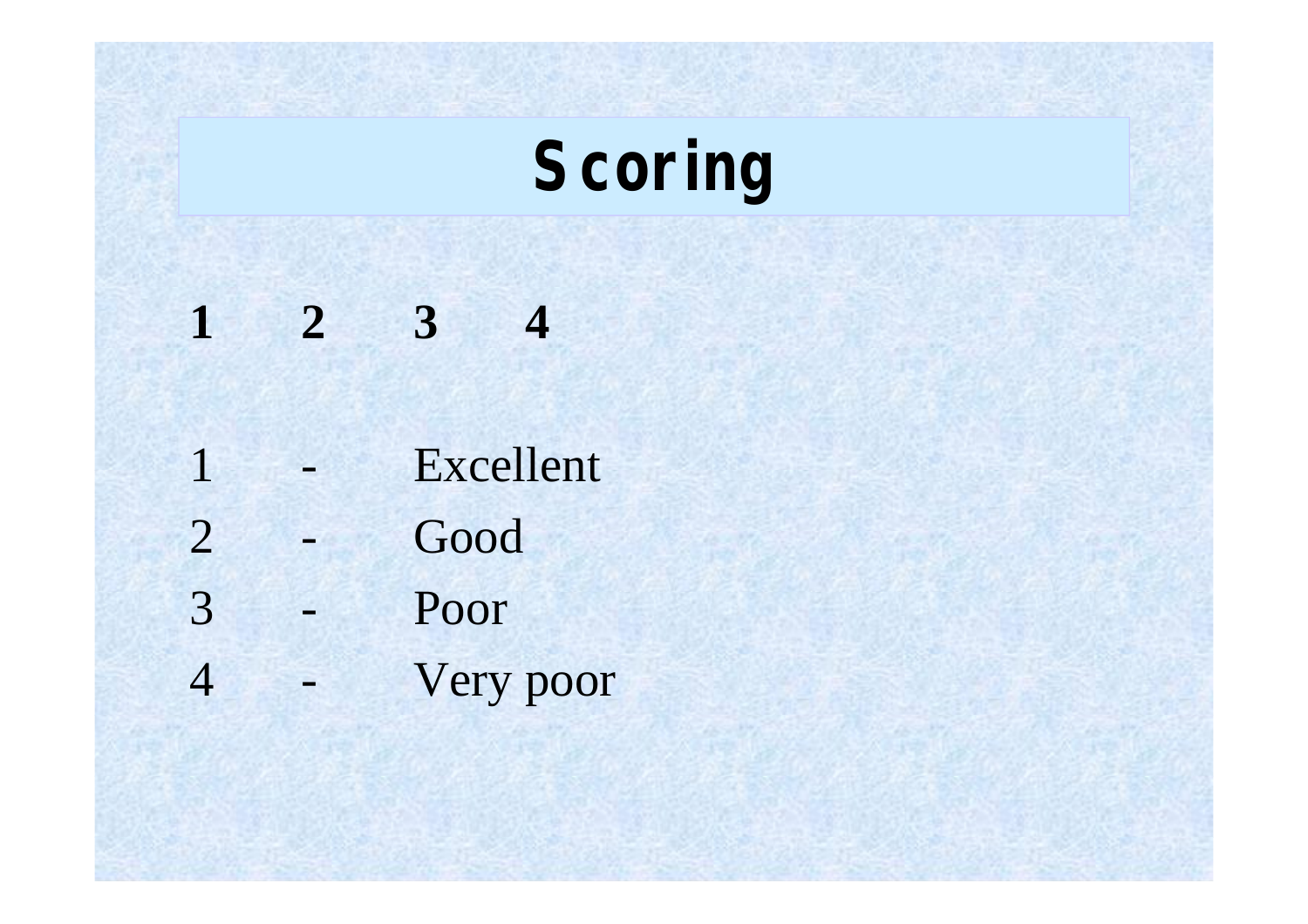# Scoring

**1 2 3 4**

| | | |
|---|---|---|
| 1 | - | Excellent |
| 2 | - | Good |
| 3 | - | Poor |
| 4 | - | Very poor |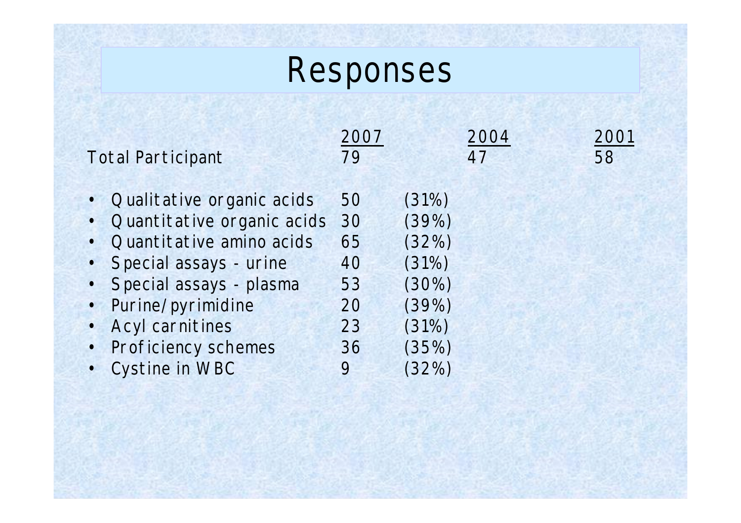# Responses

| | 2007 | | 2004 | 2001 |
|---|---|---|---|---|
| Total Participant | 79 | | 47 | 58 |
| • Qualitative organic acids | 50 | (31%) | | |
| • Quantitative organic acids | 30 | (39%) | | |
| • Quantitative amino acids | 65 | (32%) | | |
| • Special assays - urine | 40 | (31%) | | |
| • Special assays - plasma | 53 | (30%) | | |
| • Purine/pyrimidine | 20 | (39%) | | |
| • Acyl carnitines | 23 | (31%) | | |
| • Proficiency schemes | 36 | (35%) | | |
| • Cystine in WBC | 9 | (32%) | | |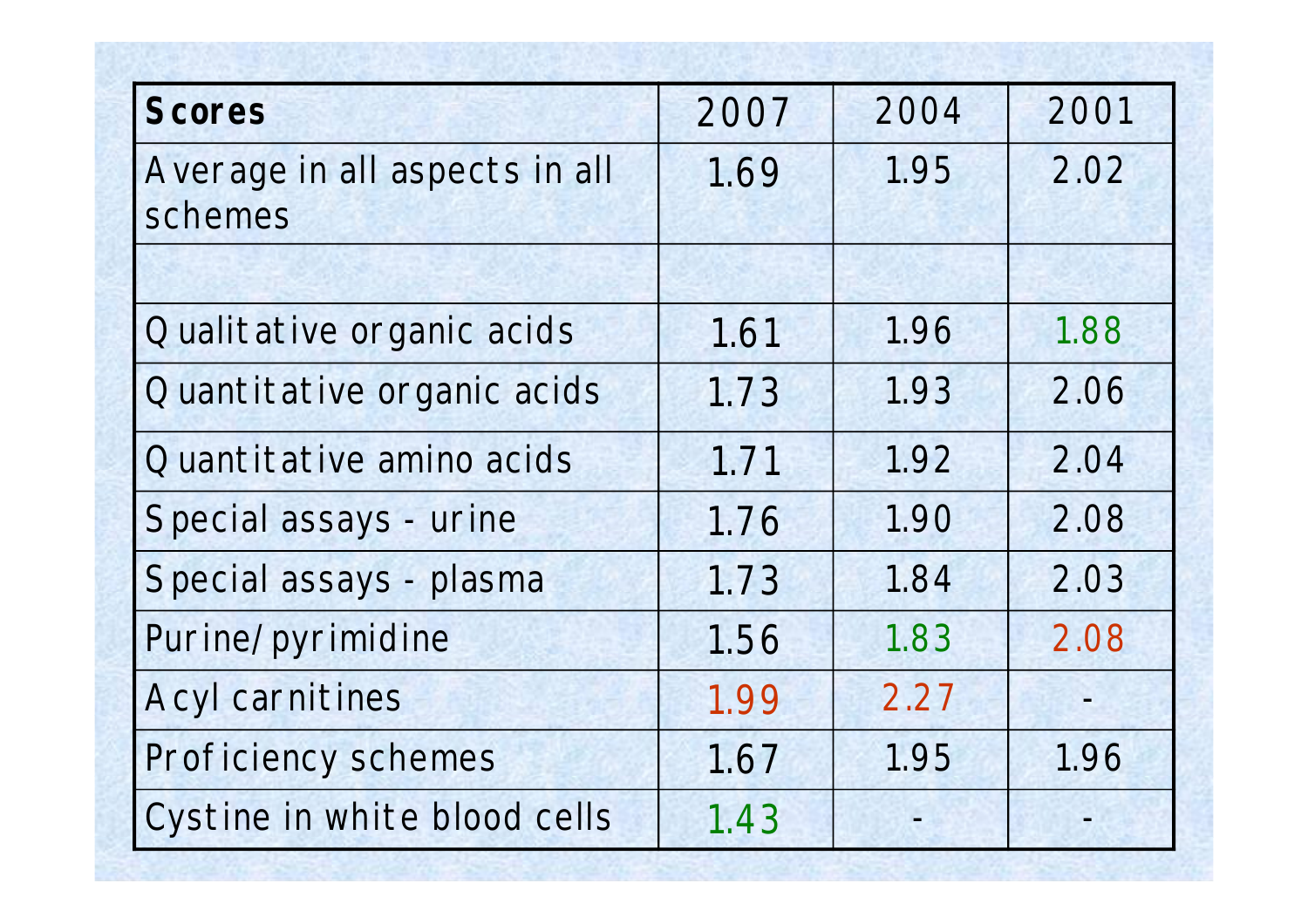| **Scores** | 2007 | 2004 | 2001 |
| --- | --- | --- | --- |
| Average in all aspects in all schemes | 1.69 | 1.95 | 2.02 |
| | | | |
| Qualitative organic acids | 1.61 | 1.96 | 1.88 |
| Quantitative organic acids | 1.73 | 1.93 | 2.06 |
| Quantitative amino acids | 1.71 | 1.92 | 2.04 |
| Special assays - urine | 1.76 | 1.90 | 2.08 |
| Special assays - plasma | 1.73 | 1.84 | 2.03 |
| Purine/pyrimidine | 1.56 | 1.83 | 2.08 |
| Acyl carnitines | 1.99 | 2.27 | - |
| Proficiency schemes | 1.67 | 1.95 | 1.96 |
| Cystine in white blood cells | 1.43 | - | - |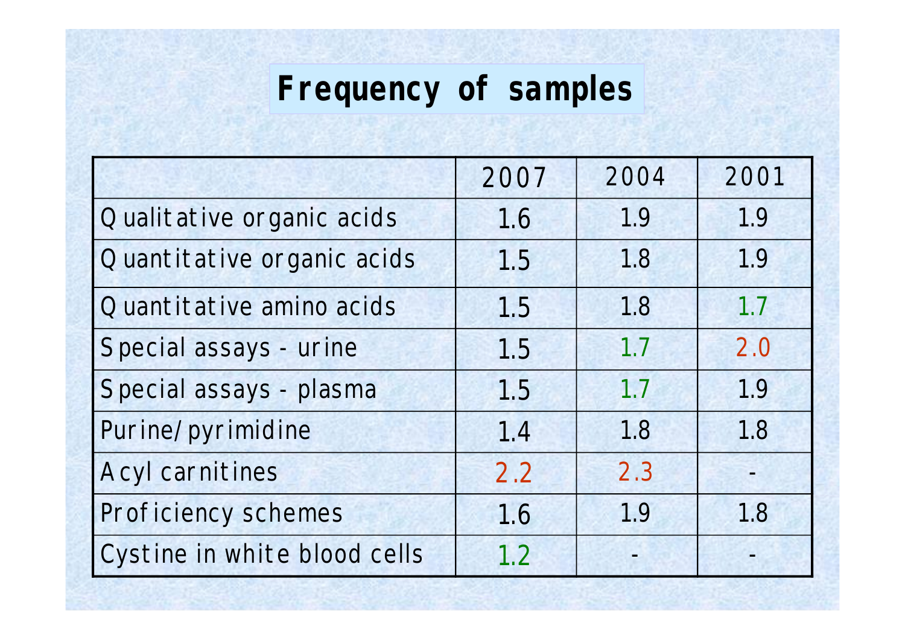# Frequency of samples

| | 2007 | 2004 | 2001 |
|---|---|---|---|
| Qualitative organic acids | 1.6 | 1.9 | 1.9 |
| Quantitative organic acids | 1.5 | 1.8 | 1.9 |
| Quantitative amino acids | 1.5 | 1.8 | 1.7 |
| Special assays - urine | 1.5 | 1.7 | 2.0 |
| Special assays - plasma | 1.5 | 1.7 | 1.9 |
| Purine/pyrimidine | 1.4 | 1.8 | 1.8 |
| Acyl carnitines | 2.2 | 2.3 | - |
| Proficiency schemes | 1.6 | 1.9 | 1.8 |
| Cystine in white blood cells | 1.2 | - | - |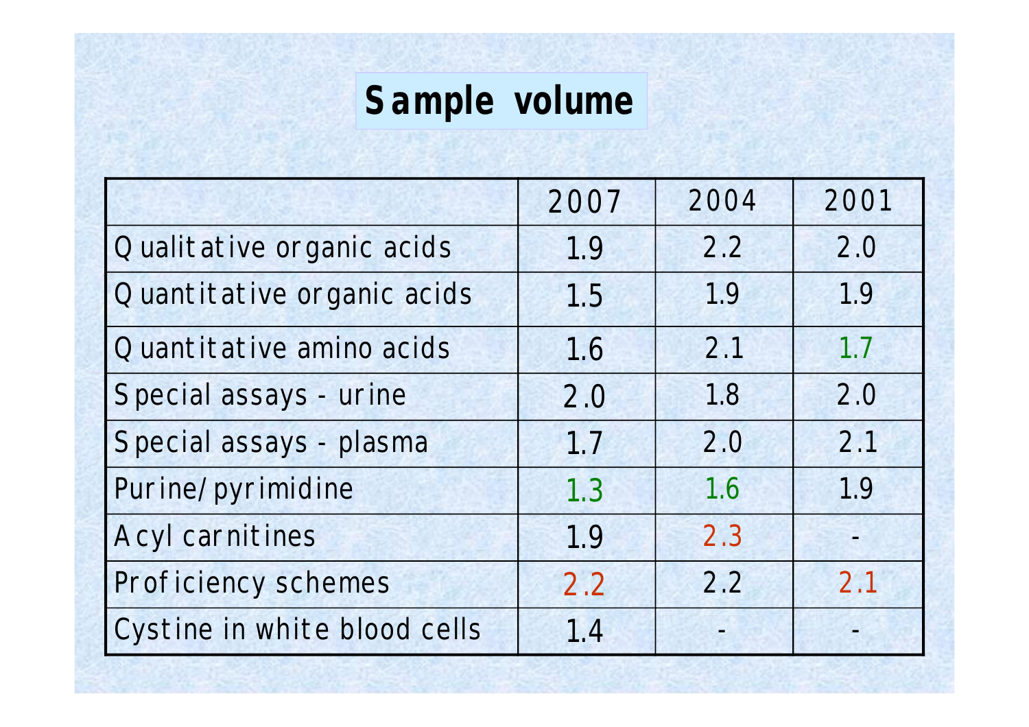# Sample volume

| | 2007 | 2004 | 2001 |
|---|---|---|---|
| Qualitative organic acids | 1.9 | 2.2 | 2.0 |
| Quantitative organic acids | 1.5 | 1.9 | 1.9 |
| Quantitative amino acids | 1.6 | 2.1 | 1.7 |
| Special assays - urine | 2.0 | 1.8 | 2.0 |
| Special assays - plasma | 1.7 | 2.0 | 2.1 |
| Purine/pyrimidine | 1.3 | 1.6 | 1.9 |
| Acyl carnitines | 1.9 | 2.3 | - |
| Proficiency schemes | 2.2 | 2.2 | 2.1 |
| Cystine in white blood cells | 1.4 | - | - |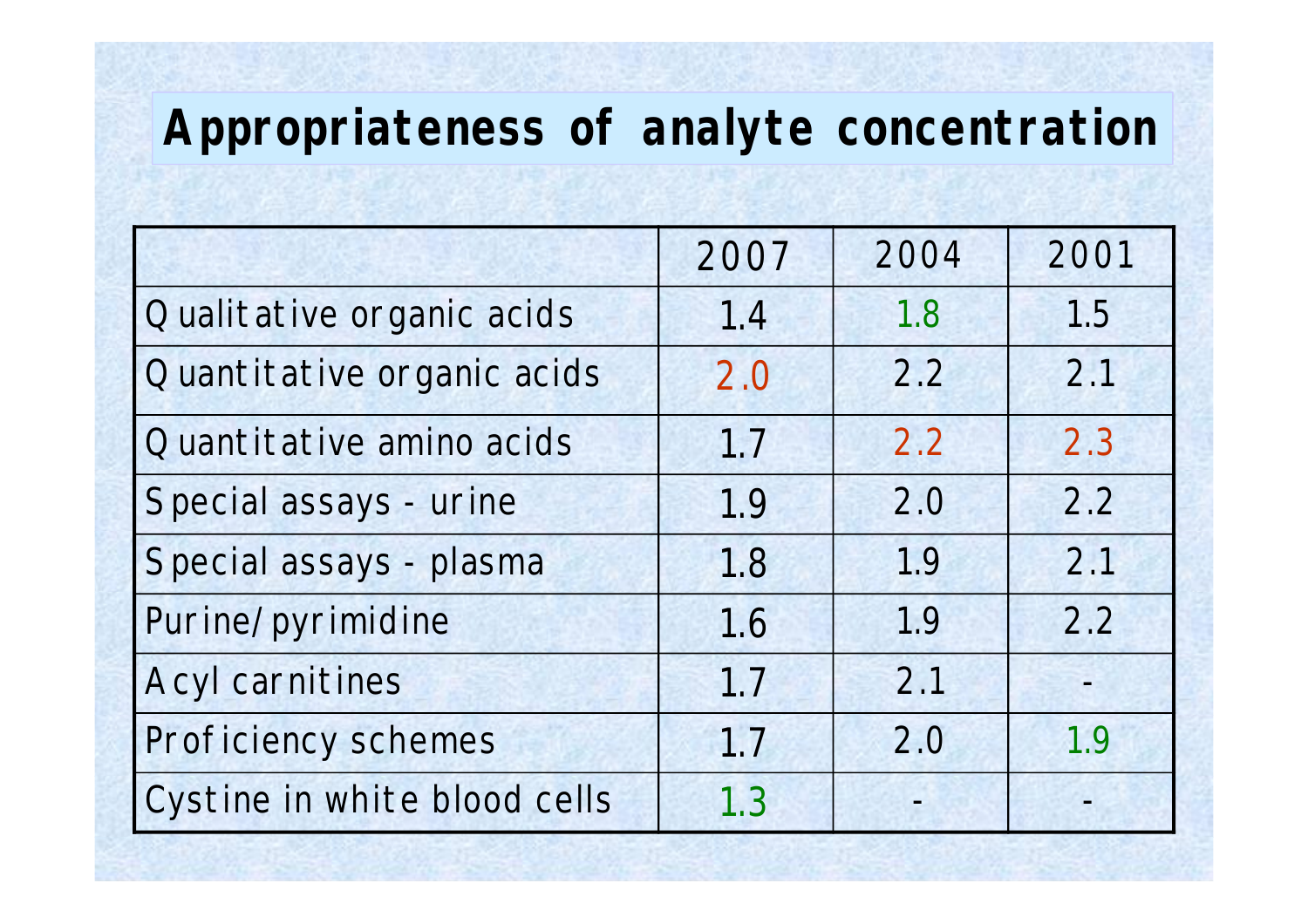# Appropriateness of analyte concentration

| | 2007 | 2004 | 2001 |
|---|---|---|---|
| Qualitative organic acids | 1.4 | 1.8 | 1.5 |
| Quantitative organic acids | 2.0 | 2.2 | 2.1 |
| Quantitative amino acids | 1.7 | 2.2 | 2.3 |
| Special assays - urine | 1.9 | 2.0 | 2.2 |
| Special assays - plasma | 1.8 | 1.9 | 2.1 |
| Purine/pyrimidine | 1.6 | 1.9 | 2.2 |
| Acyl carnitines | 1.7 | 2.1 | - |
| Proficiency schemes | 1.7 | 2.0 | 1.9 |
| Cystine in white blood cells | 1.3 | - | - |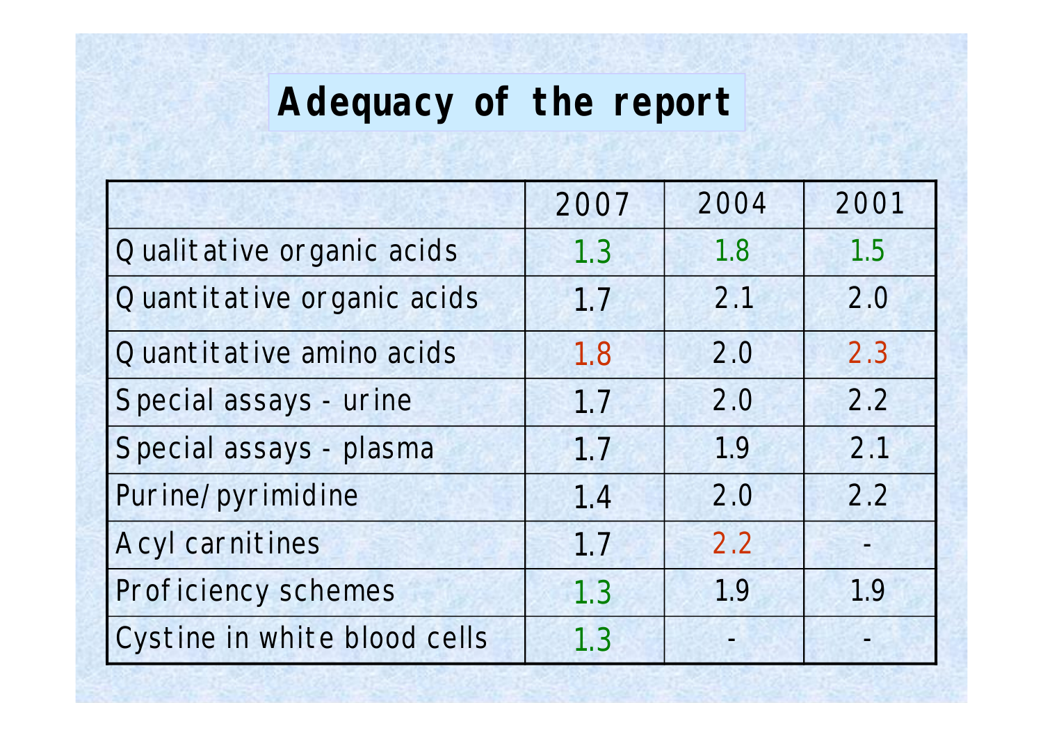# Adequacy of the report

| | 2007 | 2004 | 2001 |
|---|---|---|---|
| Qualitative organic acids | 1.3 | 1.8 | 1.5 |
| Quantitative organic acids | 1.7 | 2.1 | 2.0 |
| Quantitative amino acids | 1.8 | 2.0 | 2.3 |
| Special assays - urine | 1.7 | 2.0 | 2.2 |
| Special assays - plasma | 1.7 | 1.9 | 2.1 |
| Purine/pyrimidine | 1.4 | 2.0 | 2.2 |
| Acyl carnitines | 1.7 | 2.2 | - |
| Proficiency schemes | 1.3 | 1.9 | 1.9 |
| Cystine in white blood cells | 1.3 | - | - |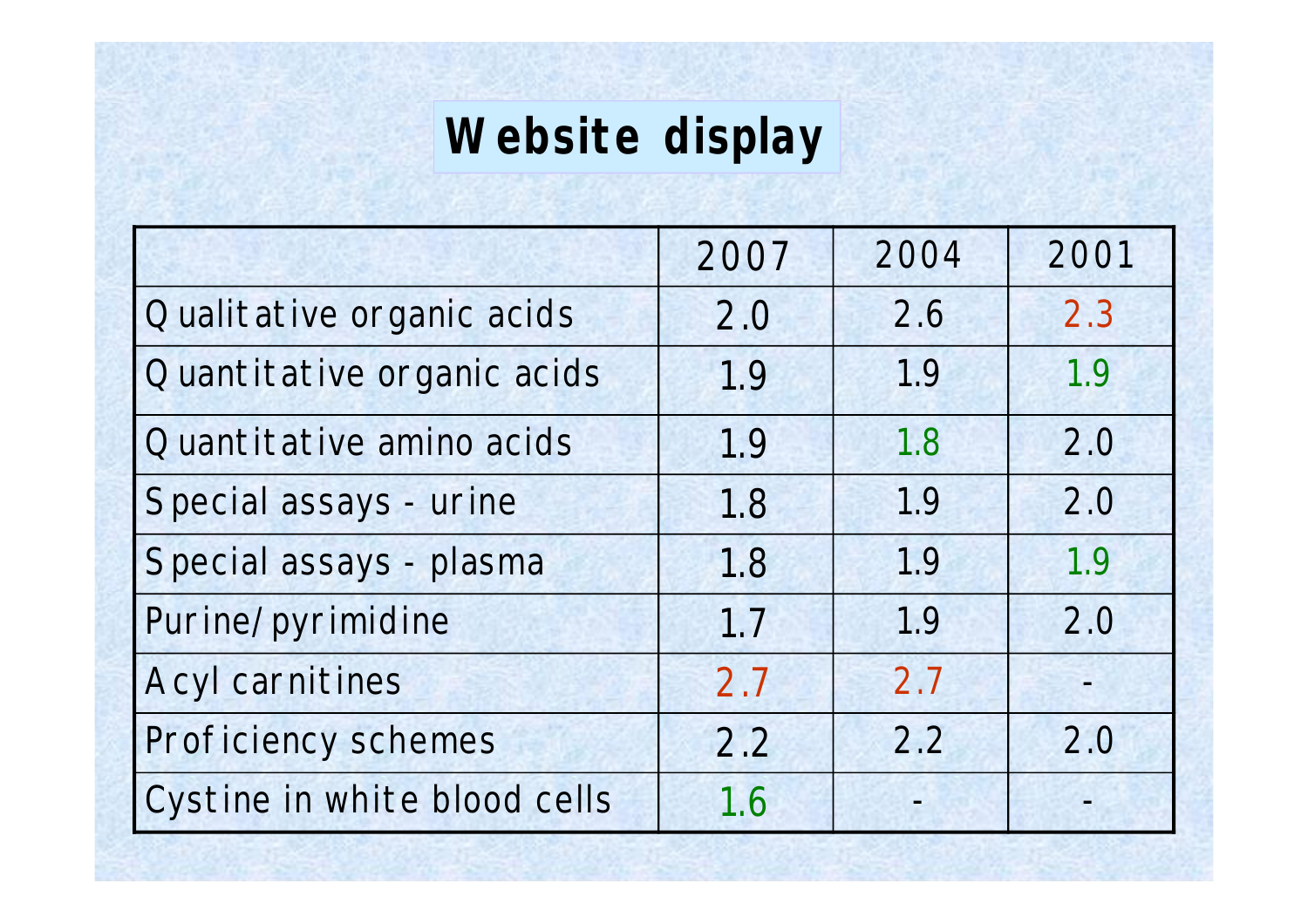# Website display

| | 2007 | 2004 | 2001 |
|---|---|---|---|
| Qualitative organic acids | 2.0 | 2.6 | 2.3 |
| Quantitative organic acids | 1.9 | 1.9 | 1.9 |
| Quantitative amino acids | 1.9 | 1.8 | 2.0 |
| Special assays - urine | 1.8 | 1.9 | 2.0 |
| Special assays - plasma | 1.8 | 1.9 | 1.9 |
| Purine/pyrimidine | 1.7 | 1.9 | 2.0 |
| Acyl carnitines | 2.7 | 2.7 | - |
| Proficiency schemes | 2.2 | 2.2 | 2.0 |
| Cystine in white blood cells | 1.6 | - | - |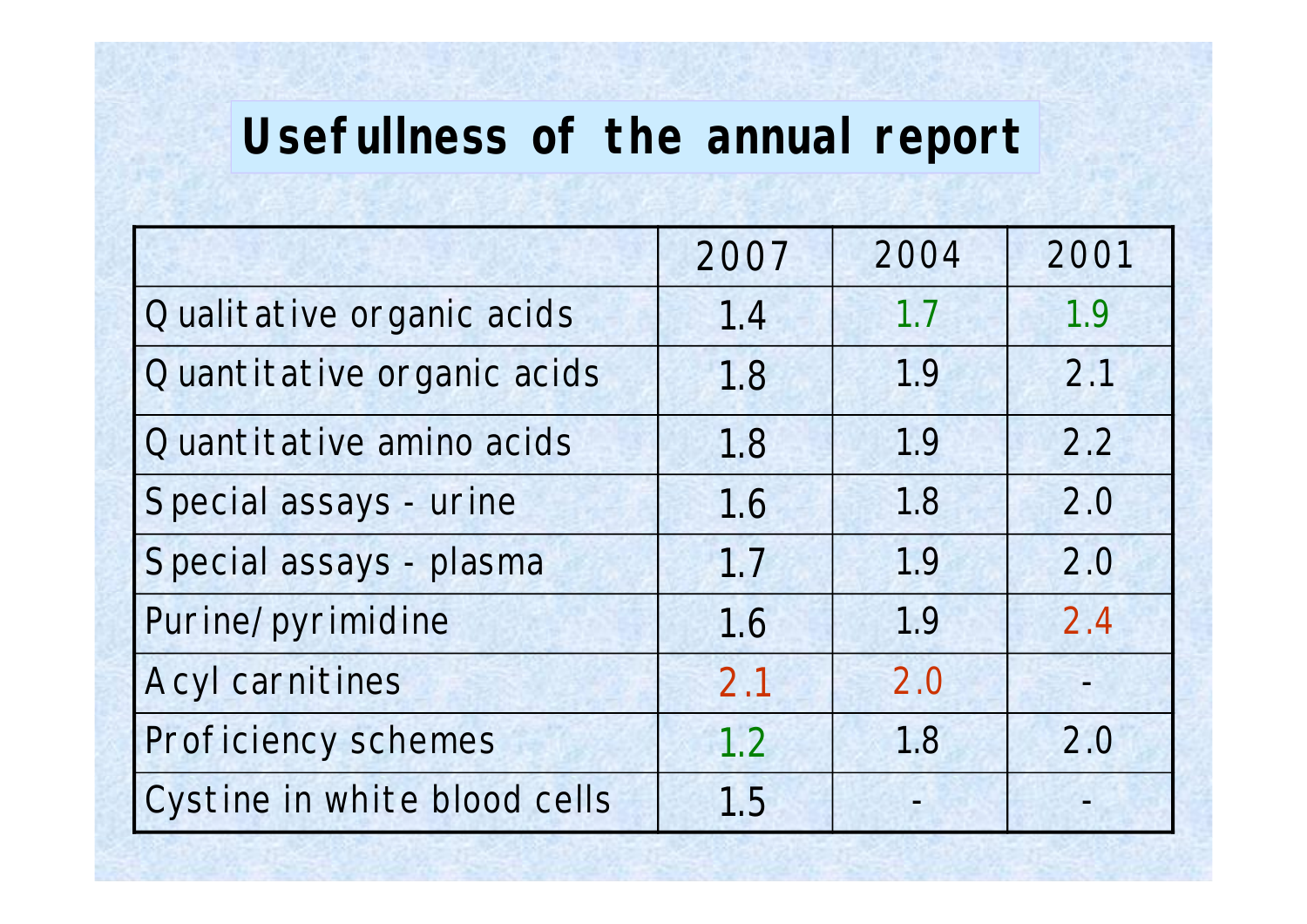# Usefullness of the annual report

| | 2007 | 2004 | 2001 |
|---|---|---|---|
| Qualitative organic acids | 1.4 | 1.7 | 1.9 |
| Quantitative organic acids | 1.8 | 1.9 | 2.1 |
| Quantitative amino acids | 1.8 | 1.9 | 2.2 |
| Special assays - urine | 1.6 | 1.8 | 2.0 |
| Special assays - plasma | 1.7 | 1.9 | 2.0 |
| Purine/pyrimidine | 1.6 | 1.9 | 2.4 |
| Acyl carnitines | 2.1 | 2.0 | - |
| Proficiency schemes | 1.2 | 1.8 | 2.0 |
| Cystine in white blood cells | 1.5 | - | - |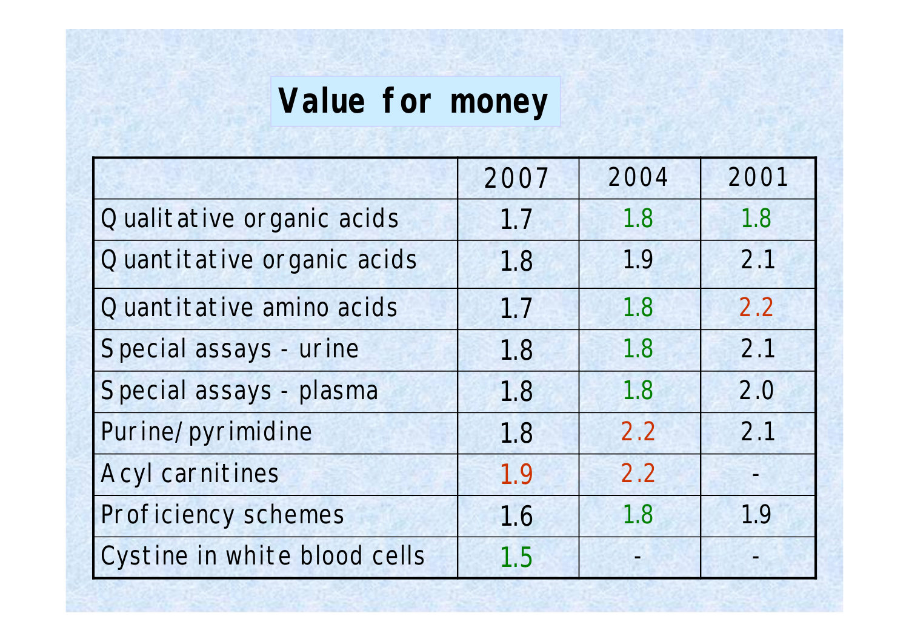# Value for money

| | 2007 | 2004 | 2001 |
|---|---|---|---|
| Qualitative organic acids | 1.7 | 1.8 | 1.8 |
| Quantitative organic acids | 1.8 | 1.9 | 2.1 |
| Quantitative amino acids | 1.7 | 1.8 | 2.2 |
| Special assays - urine | 1.8 | 1.8 | 2.1 |
| Special assays - plasma | 1.8 | 1.8 | 2.0 |
| Purine/pyrimidine | 1.8 | 2.2 | 2.1 |
| Acyl carnitines | 1.9 | 2.2 | - |
| Proficiency schemes | 1.6 | 1.8 | 1.9 |
| Cystine in white blood cells | 1.5 | - | - |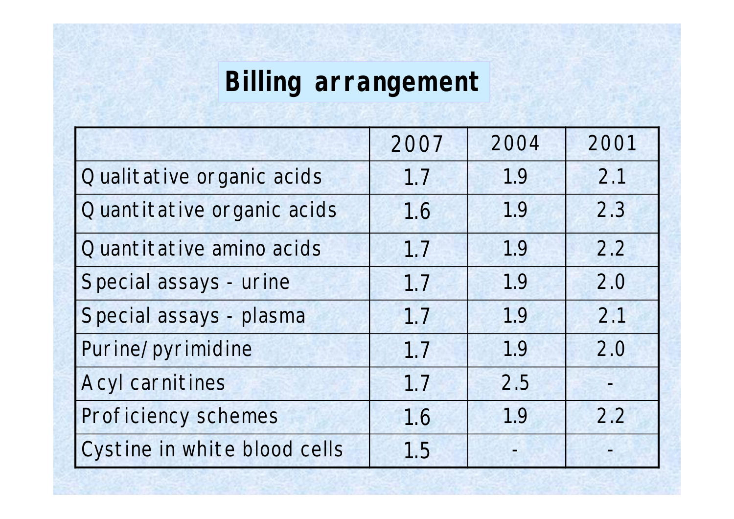# Billing arrangement

| | 2007 | 2004 | 2001 |
|---|---|---|---|
| Qualitative organic acids | 1.7 | 1.9 | 2.1 |
| Quantitative organic acids | 1.6 | 1.9 | 2.3 |
| Quantitative amino acids | 1.7 | 1.9 | 2.2 |
| Special assays - urine | 1.7 | 1.9 | 2.0 |
| Special assays - plasma | 1.7 | 1.9 | 2.1 |
| Purine/pyrimidine | 1.7 | 1.9 | 2.0 |
| Acyl carnitines | 1.7 | 2.5 | - |
| Proficiency schemes | 1.6 | 1.9 | 2.2 |
| Cystine in white blood cells | 1.5 | - | - |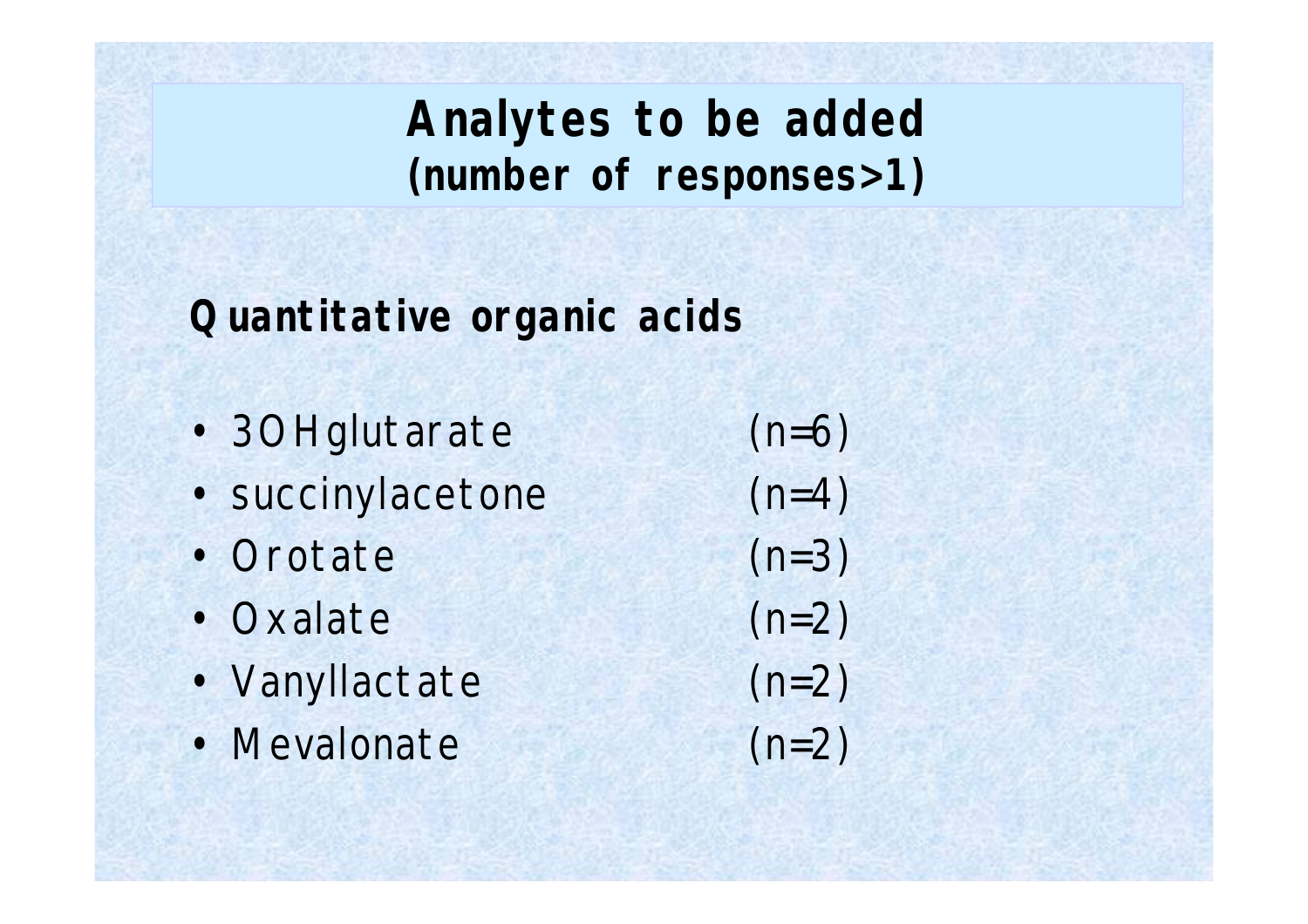# Analytes to be added
## (number of responses>1)

**Quantitative organic acids**

- 3OHglutarate (n=6)
- succinylacetone (n=4)
- Orotate (n=3)
- Oxalate (n=2)
- Vanyllactate (n=2)
- Mevalonate (n=2)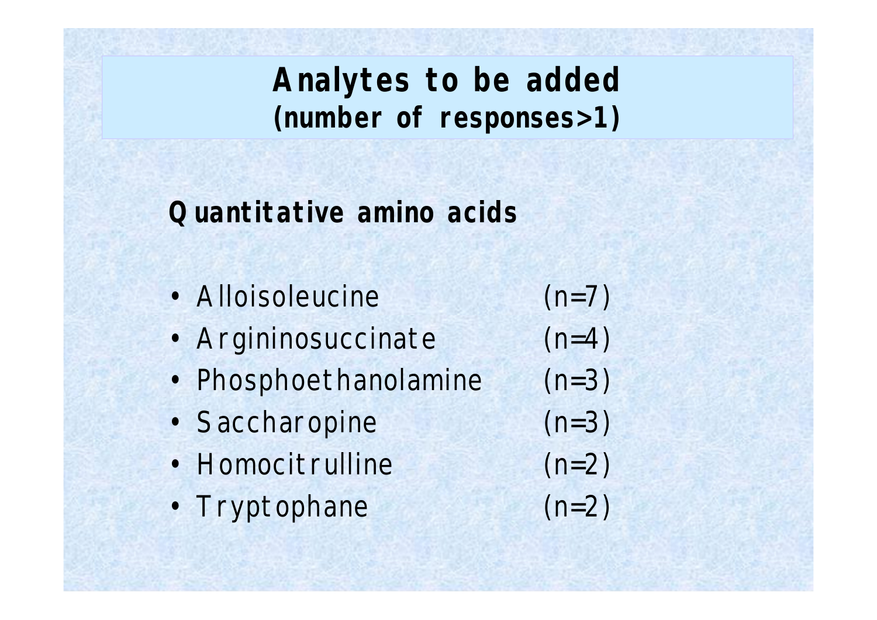# Analytes to be added
## (number of responses>1)

**Quantitative amino acids**

- Alloisoleucine (n=7)
- Argininosuccinate (n=4)
- Phosphoethanolamine (n=3)
- Saccharopine (n=3)
- Homocitrulline (n=2)
- Tryptophane (n=2)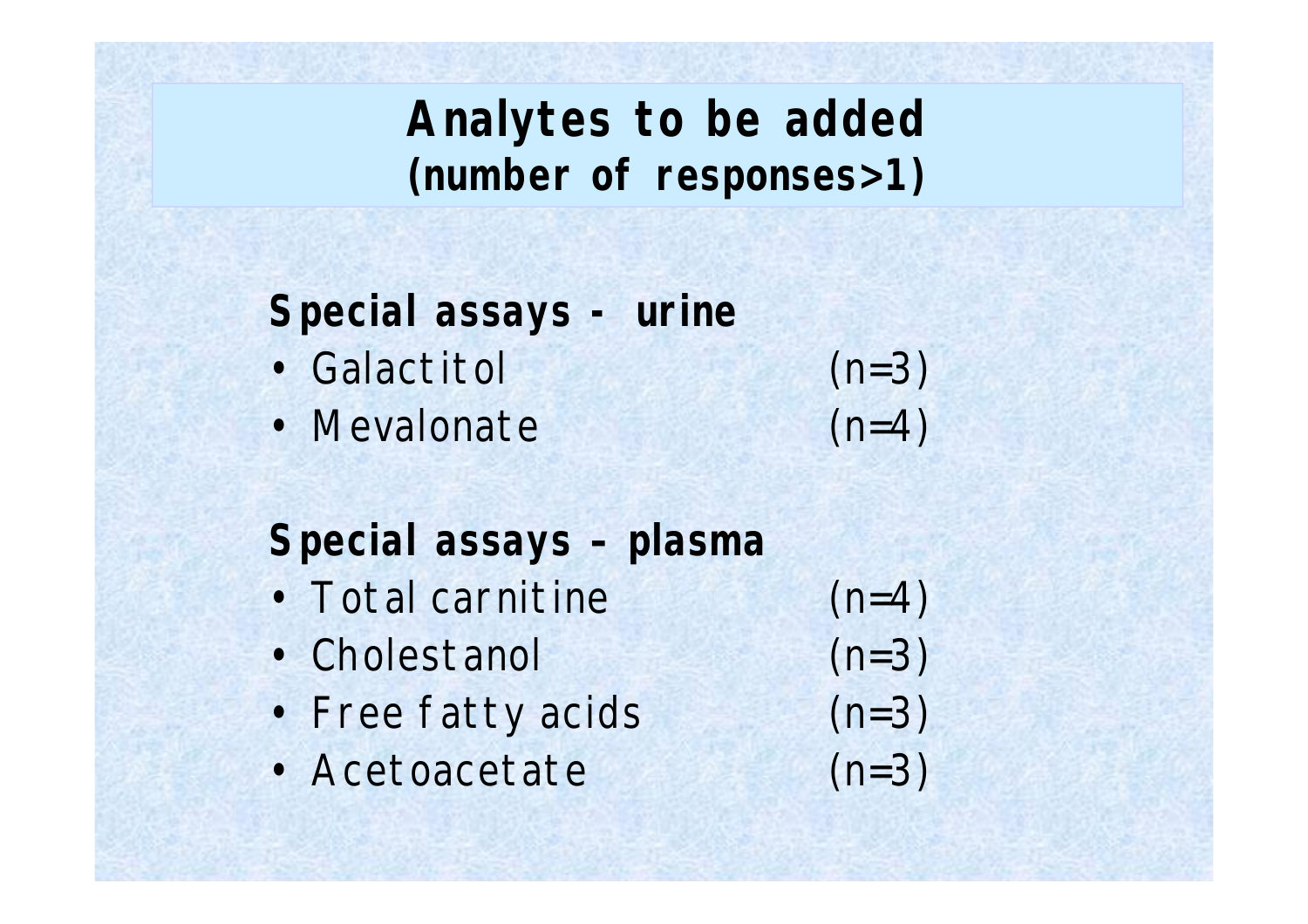# Analytes to be added
## (number of responses>1)

**Special assays - urine**

- Galactitol (n=3)
- Mevalonate (n=4)

**Special assays – plasma**

- Total carnitine (n=4)
- Cholestanol (n=3)
- Free fatty acids (n=3)
- Acetoacetate (n=3)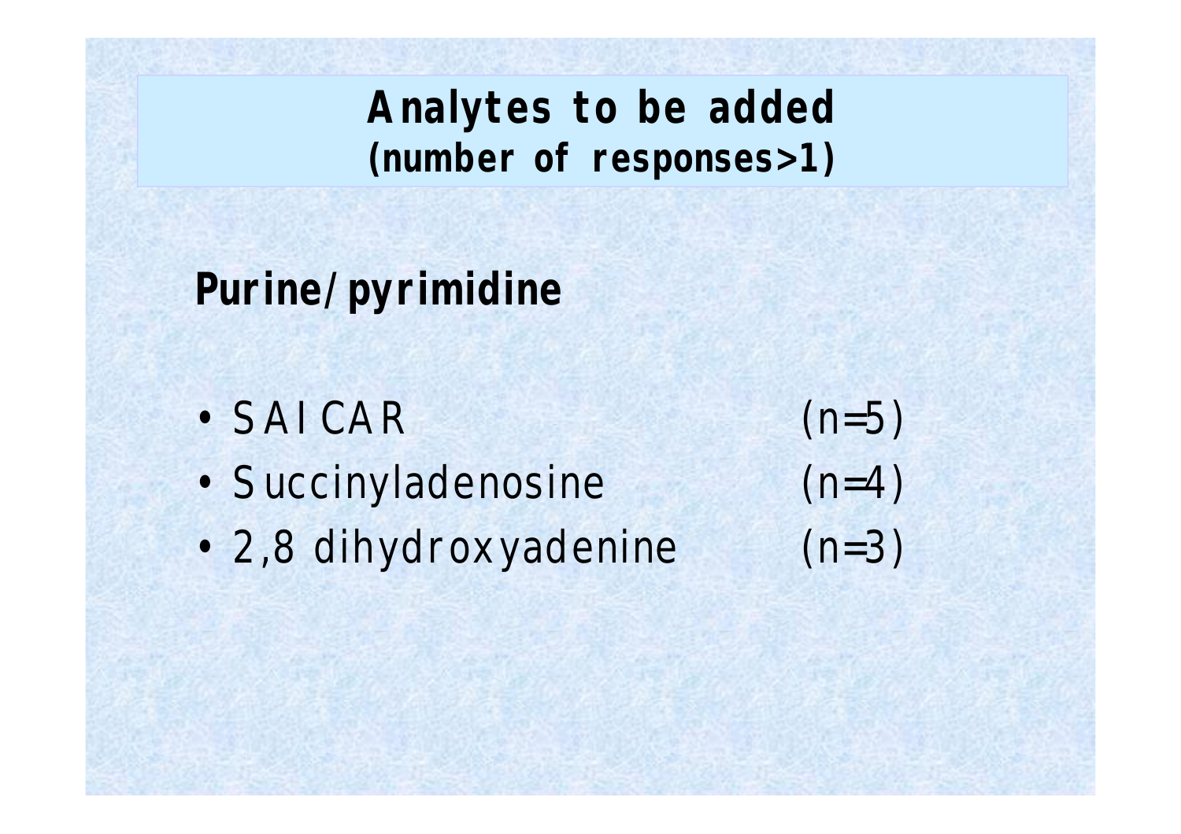# Analytes to be added
## (number of responses>1)

## Purine/pyrimidine

- SAICAR (n=5)
- Succinyladenosine (n=4)
- 2,8 dihydroxyadenine (n=3)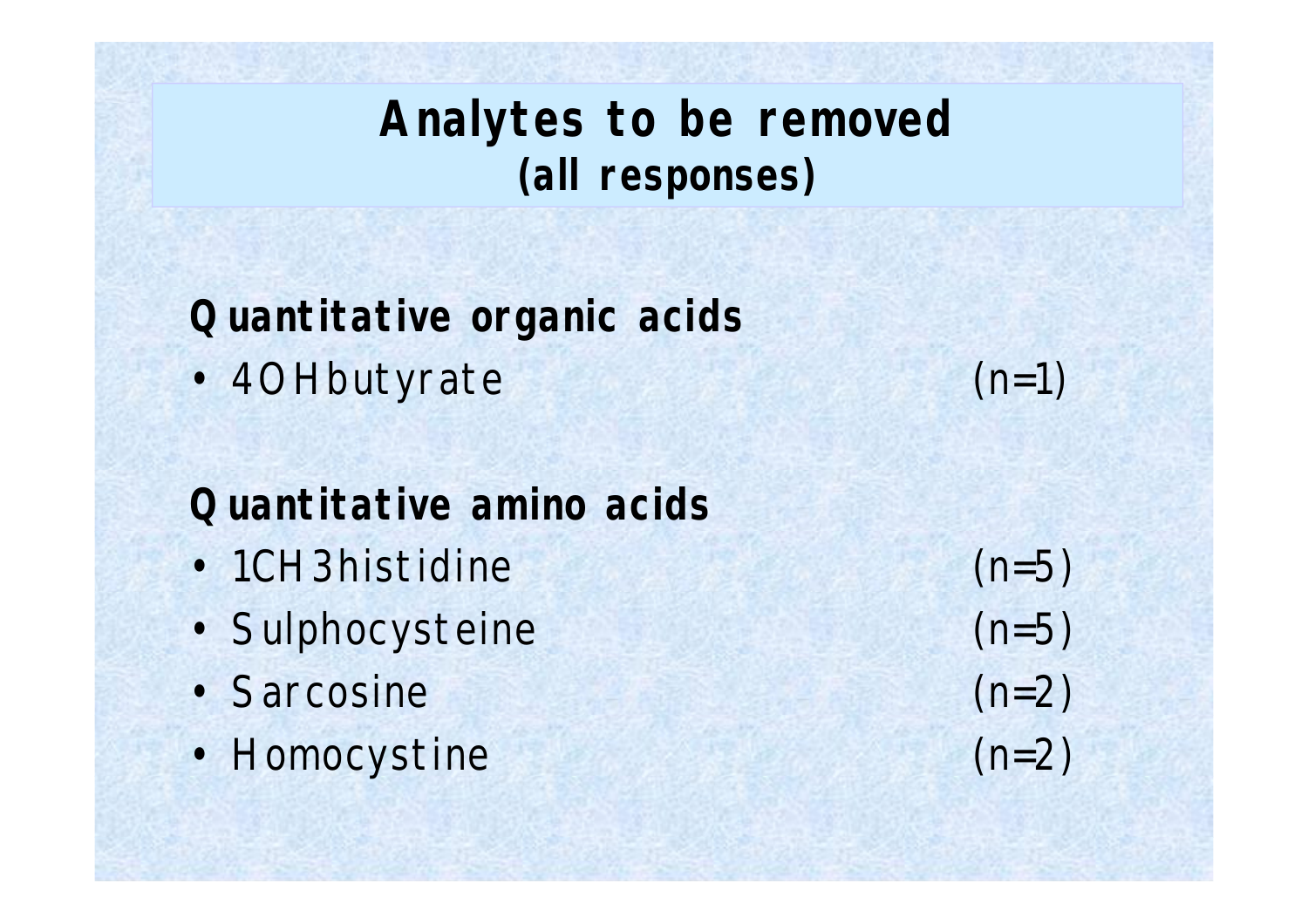# Analytes to be removed
## (all responses)

**Quantitative organic acids**

- 4OHbutyrate (n=1)

**Quantitative amino acids**

- 1CH3histidine (n=5)
- Sulphocysteine (n=5)
- Sarcosine (n=2)
- Homocystine (n=2)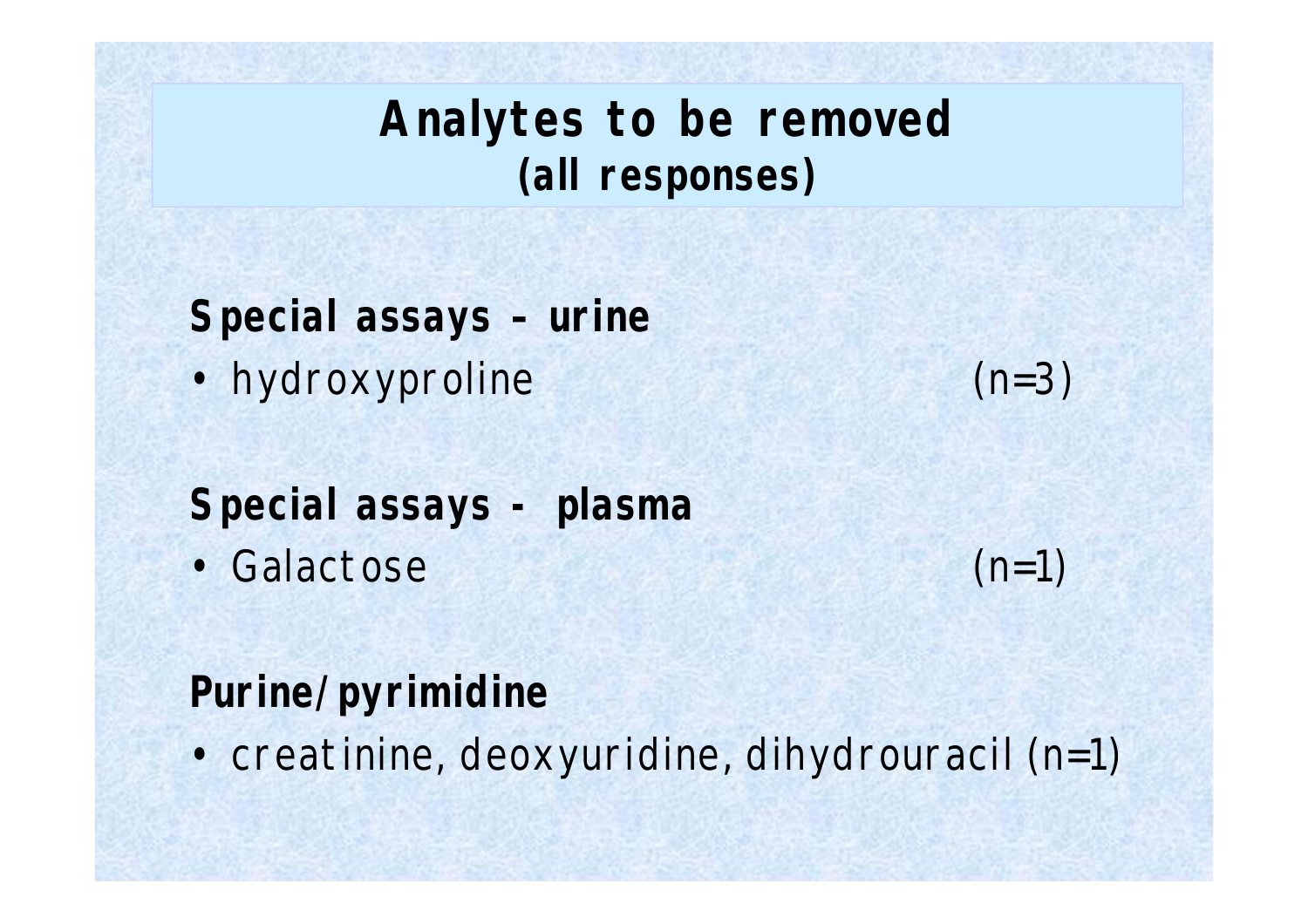# Analytes to be removed
## (all responses)

**Special assays – urine**

- hydroxyproline (n=3)

**Special assays - plasma**

- Galactose (n=1)

**Purine/pyrimidine**

- creatinine, deoxyuridine, dihydrouracil (n=1)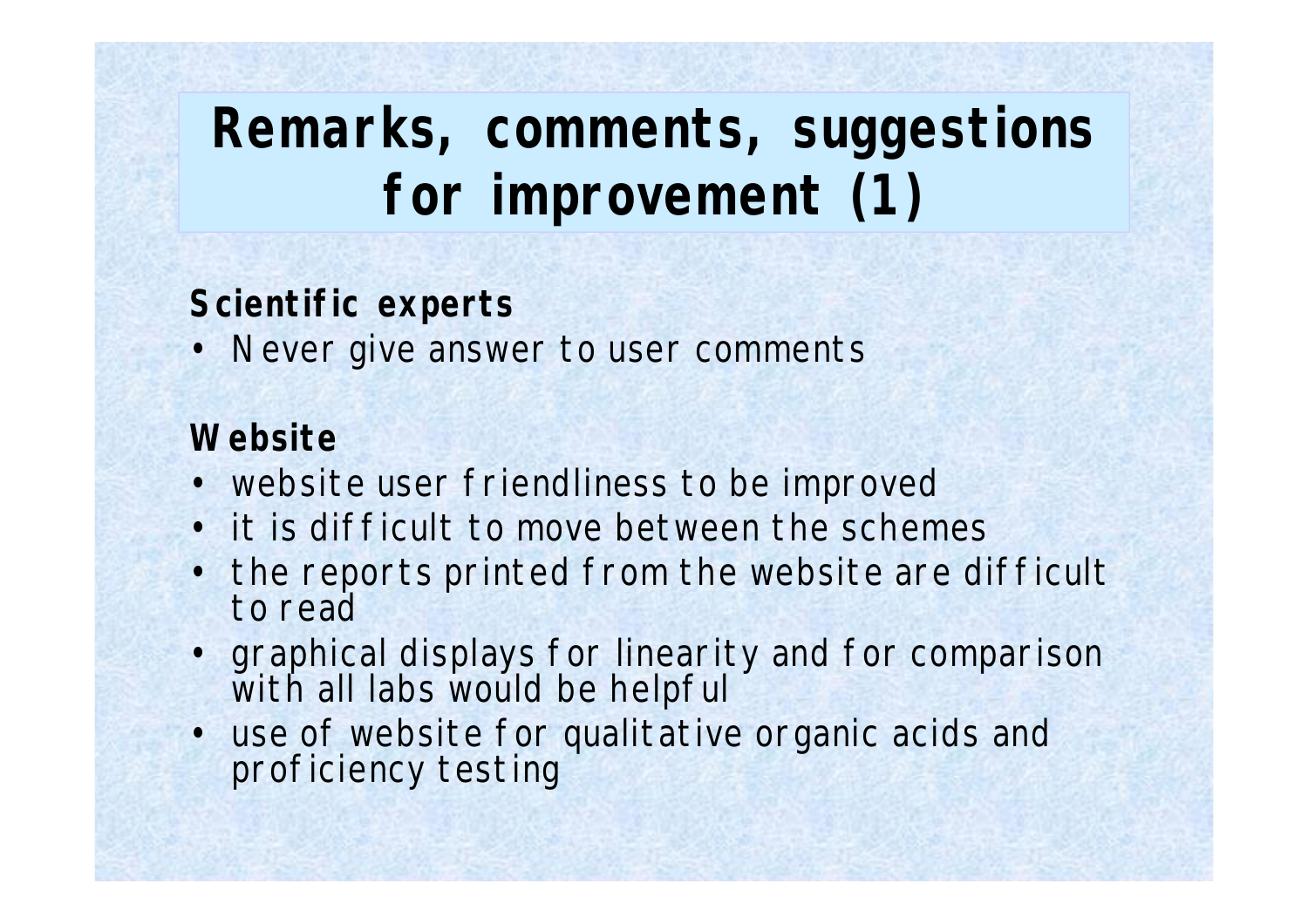# Remarks, comments, suggestions for improvement (1)

**Scientific experts**

- Never give answer to user comments

**Website**

- website user friendliness to be improved
- it is difficult to move between the schemes
- the reports printed from the website are difficult to read
- graphical displays for linearity and for comparison with all labs would be helpful
- use of website for qualitative organic acids and proficiency testing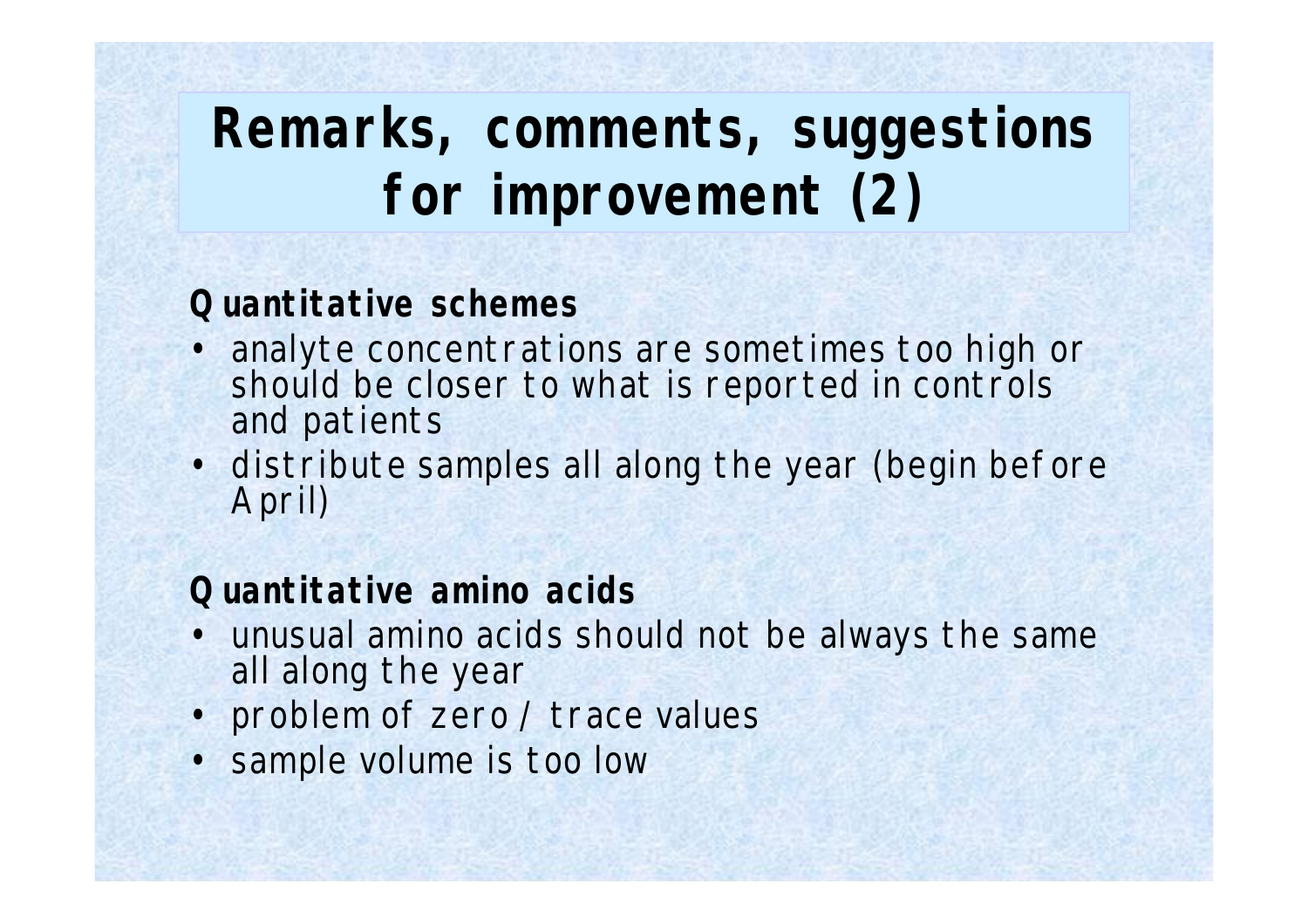# Remarks, comments, suggestions for improvement (2)

**Quantitative schemes**

- analyte concentrations are sometimes too high or should be closer to what is reported in controls and patients
- distribute samples all along the year (begin before April)

**Quantitative amino acids**

- unusual amino acids should not be always the same all along the year
- problem of zero / trace values
- sample volume is too low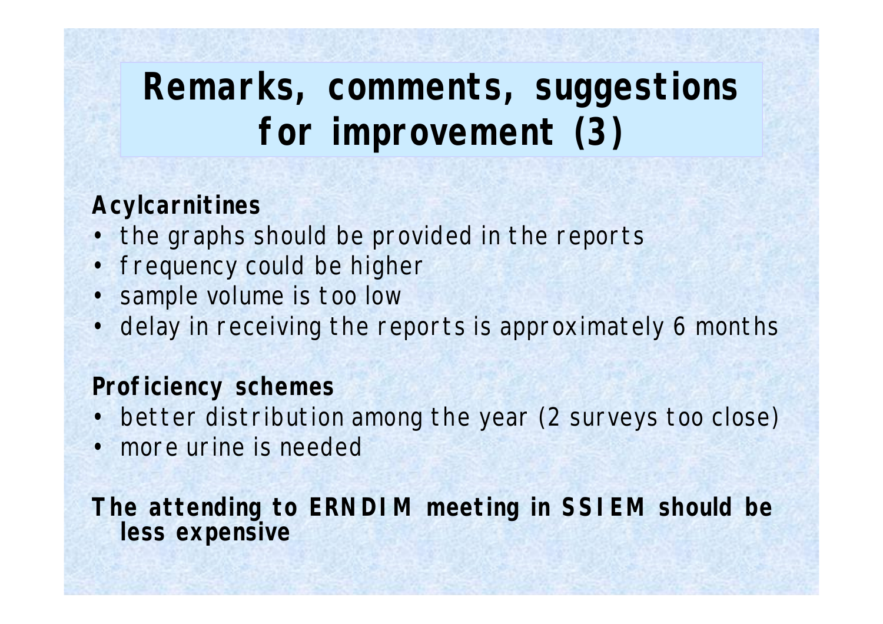# Remarks, comments, suggestions for improvement (3)

**Acylcarnitines**

- the graphs should be provided in the reports
- frequency could be higher
- sample volume is too low
- delay in receiving the reports is approximately 6 months

**Proficiency schemes**

- better distribution among the year (2 surveys too close)
- more urine is needed

**The attending to ERNDIM meeting in SSIEM should be less expensive**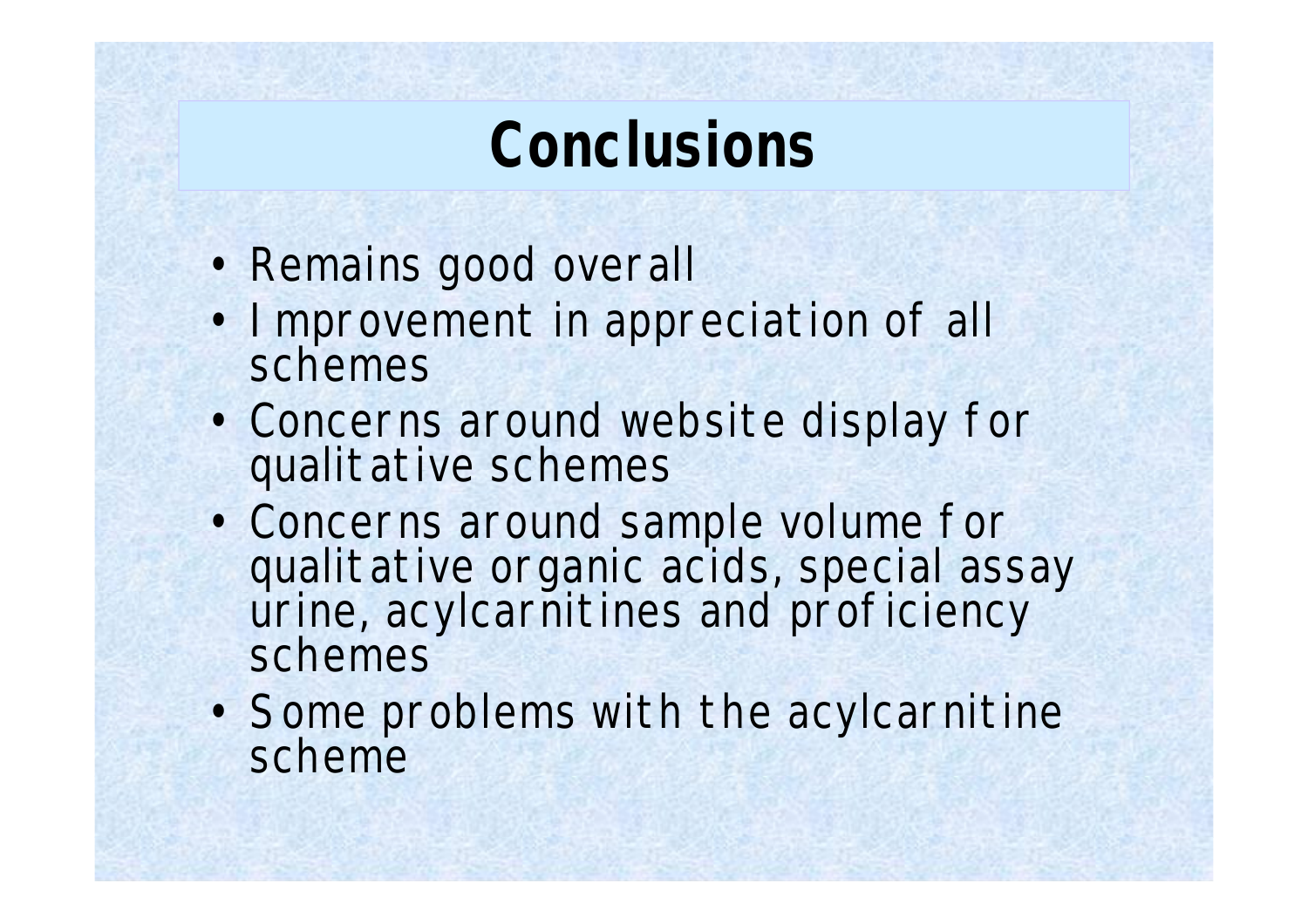# Conclusions

- Remains good overall
- Improvement in appreciation of all schemes
- Concerns around website display for qualitative schemes
- Concerns around sample volume for qualitative organic acids, special assay urine, acylcarnitines and proficiency schemes
- Some problems with the acylcarnitine scheme